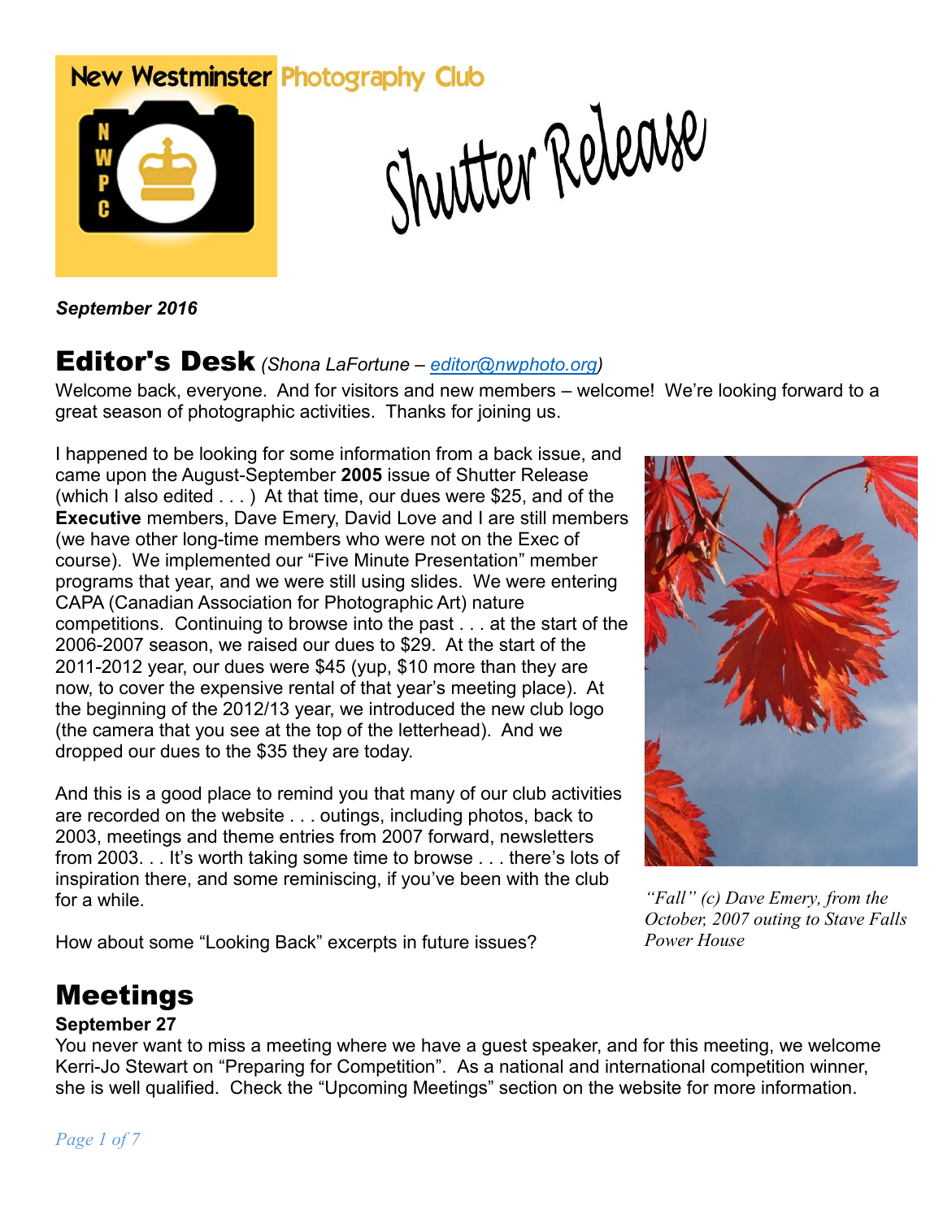# New Westminster Photography Club

# Shutter Release

***September 2016***

## Editor's Desk *(Shona LaFortune – editor@nwphoto.org)*

Welcome back, everyone. And for visitors and new members – welcome! We're looking forward to a great season of photographic activities. Thanks for joining us.

I happened to be looking for some information from a back issue, and came upon the August-September **2005** issue of Shutter Release (which I also edited . . . ) At that time, our dues were $25, and of the **Executive** members, Dave Emery, David Love and I are still members (we have other long-time members who were not on the Exec of course). We implemented our "Five Minute Presentation" member programs that year, and we were still using slides. We were entering CAPA (Canadian Association for Photographic Art) nature competitions. Continuing to browse into the past . . . at the start of the 2006-2007 season, we raised our dues to $29. At the start of the 2011-2012 year, our dues were $45 (yup, $10 more than they are now, to cover the expensive rental of that year's meeting place). At the beginning of the 2012/13 year, we introduced the new club logo (the camera that you see at the top of the letterhead). And we dropped our dues to the $35 they are today.

And this is a good place to remind you that many of our club activities are recorded on the website . . . outings, including photos, back to 2003, meetings and theme entries from 2007 forward, newsletters from 2003. . . It's worth taking some time to browse . . . there's lots of inspiration there, and some reminiscing, if you've been with the club for a while.

How about some "Looking Back" excerpts in future issues?

*"Fall" (c) Dave Emery, from the October, 2007 outing to Stave Falls Power House*

## Meetings

**September 27**

You never want to miss a meeting where we have a guest speaker, and for this meeting, we welcome Kerri-Jo Stewart on "Preparing for Competition". As a national and international competition winner, she is well qualified. Check the "Upcoming Meetings" section on the website for more information.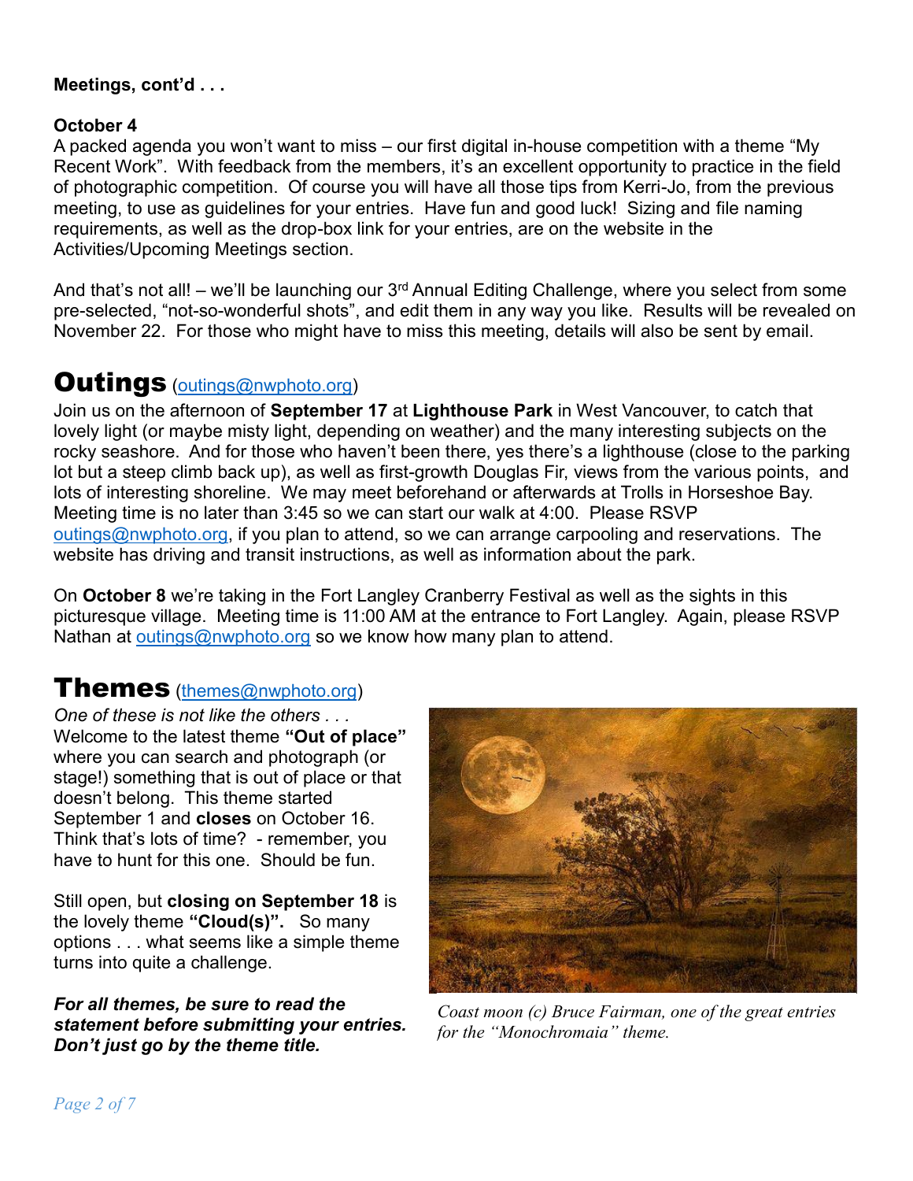**Meetings, cont'd . . .**

**October 4**

A packed agenda you won't want to miss – our first digital in-house competition with a theme "My Recent Work". With feedback from the members, it's an excellent opportunity to practice in the field of photographic competition. Of course you will have all those tips from Kerri-Jo, from the previous meeting, to use as guidelines for your entries. Have fun and good luck! Sizing and file naming requirements, as well as the drop-box link for your entries, are on the website in the Activities/Upcoming Meetings section.

And that's not all! – we'll be launching our 3rd Annual Editing Challenge, where you select from some pre-selected, "not-so-wonderful shots", and edit them in any way you like. Results will be revealed on November 22. For those who might have to miss this meeting, details will also be sent by email.

# Outings (outings@nwphoto.org)

Join us on the afternoon of **September 17** at **Lighthouse Park** in West Vancouver, to catch that lovely light (or maybe misty light, depending on weather) and the many interesting subjects on the rocky seashore. And for those who haven't been there, yes there's a lighthouse (close to the parking lot but a steep climb back up), as well as first-growth Douglas Fir, views from the various points, and lots of interesting shoreline. We may meet beforehand or afterwards at Trolls in Horseshoe Bay. Meeting time is no later than 3:45 so we can start our walk at 4:00. Please RSVP outings@nwphoto.org, if you plan to attend, so we can arrange carpooling and reservations. The website has driving and transit instructions, as well as information about the park.

On **October 8** we're taking in the Fort Langley Cranberry Festival as well as the sights in this picturesque village. Meeting time is 11:00 AM at the entrance to Fort Langley. Again, please RSVP Nathan at outings@nwphoto.org so we know how many plan to attend.

# Themes (themes@nwphoto.org)

*One of these is not like the others . . .*
Welcome to the latest theme **"Out of place"** where you can search and photograph (or stage!) something that is out of place or that doesn't belong. This theme started September 1 and **closes** on October 16. Think that's lots of time? - remember, you have to hunt for this one. Should be fun.

Still open, but **closing on September 18** is the lovely theme **"Cloud(s)".** So many options . . . what seems like a simple theme turns into quite a challenge.

***For all themes, be sure to read the statement before submitting your entries. Don't just go by the theme title.***

*Coast moon (c) Bruce Fairman, one of the great entries for the "Monochromaia" theme.*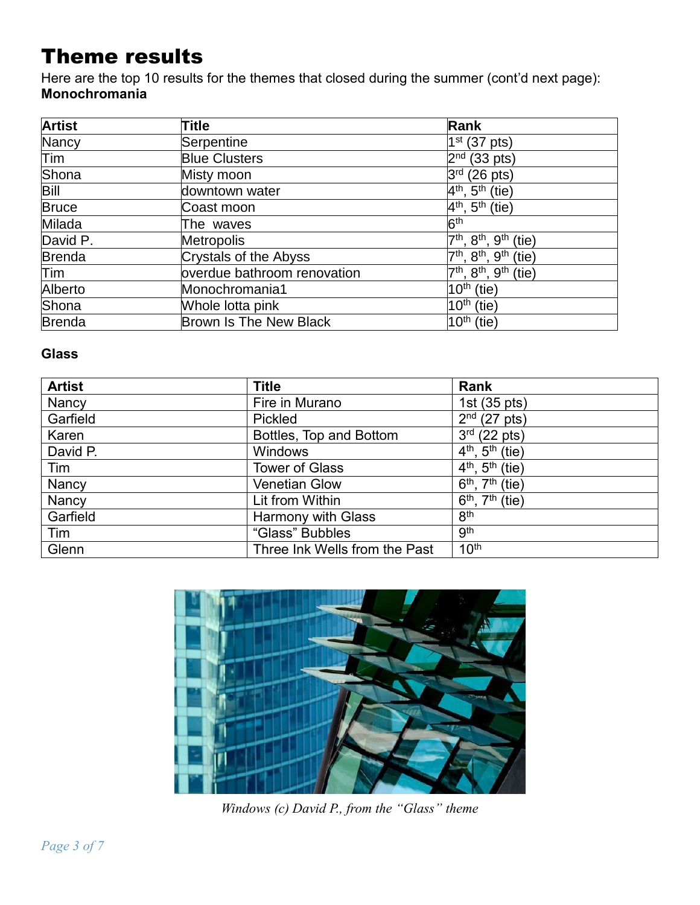# Theme results

Here are the top 10 results for the themes that closed during the summer (cont'd next page):

**Monochromania**

| Artist | Title | Rank |
|---|---|---|
| Nancy | Serpentine | 1st (37 pts) |
| Tim | Blue Clusters | 2nd (33 pts) |
| Shona | Misty moon | 3rd (26 pts) |
| Bill | downtown water | 4th, 5th (tie) |
| Bruce | Coast moon | 4th, 5th (tie) |
| Milada | The waves | 6th |
| David P. | Metropolis | 7th, 8th, 9th (tie) |
| Brenda | Crystals of the Abyss | 7th, 8th, 9th (tie) |
| Tim | overdue bathroom renovation | 7th, 8th, 9th (tie) |
| Alberto | Monochromania1 | 10th (tie) |
| Shona | Whole lotta pink | 10th (tie) |
| Brenda | Brown Is The New Black | 10th (tie) |

**Glass**

| Artist | Title | Rank |
|---|---|---|
| Nancy | Fire in Murano | 1st (35 pts) |
| Garfield | Pickled | 2nd (27 pts) |
| Karen | Bottles, Top and Bottom | 3rd (22 pts) |
| David P. | Windows | 4th, 5th (tie) |
| Tim | Tower of Glass | 4th, 5th (tie) |
| Nancy | Venetian Glow | 6th, 7th (tie) |
| Nancy | Lit from Within | 6th, 7th (tie) |
| Garfield | Harmony with Glass | 8th |
| Tim | "Glass" Bubbles | 9th |
| Glenn | Three Ink Wells from the Past | 10th |

*Windows (c) David P., from the "Glass" theme*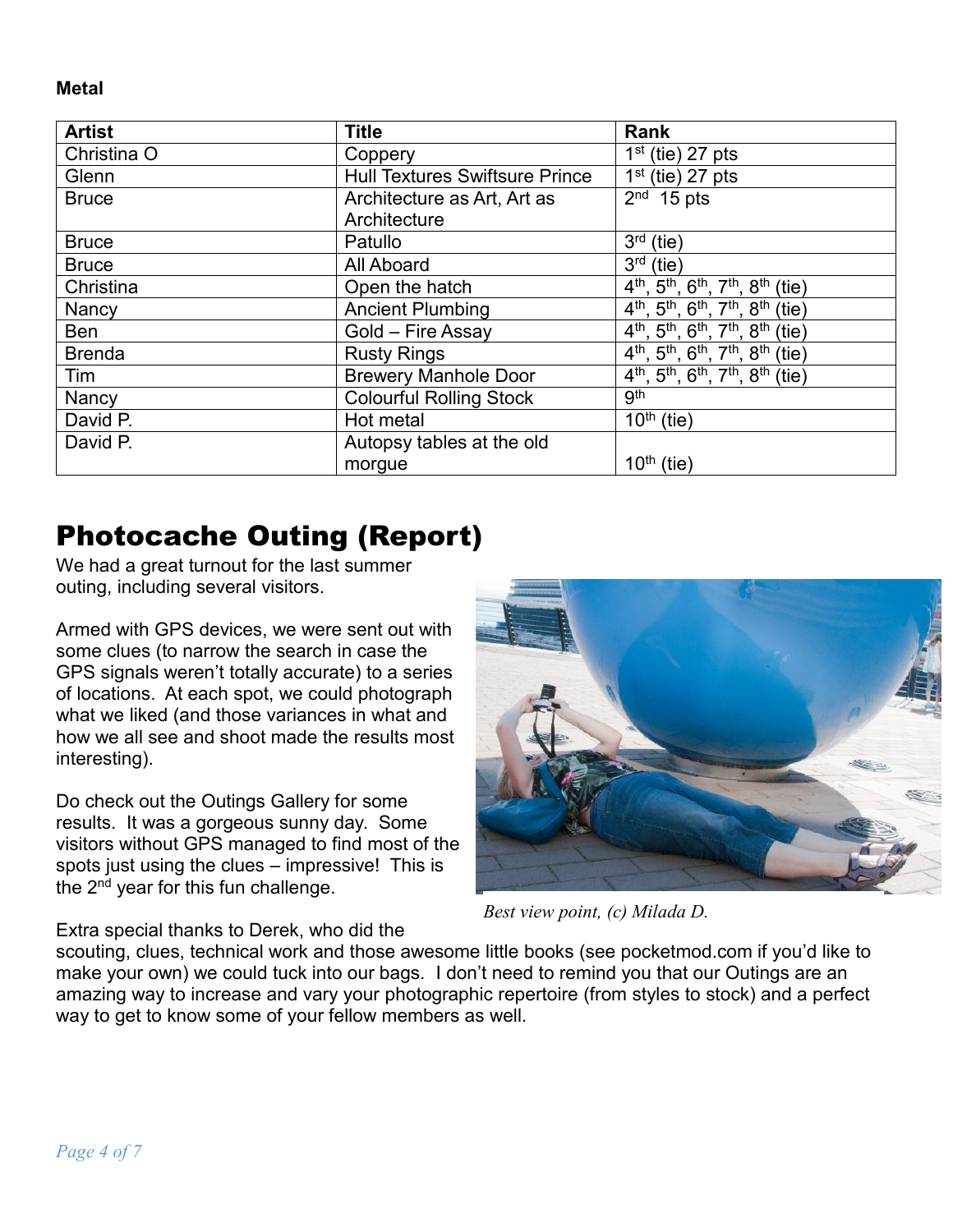**Metal**

| Artist | Title | Rank |
| --- | --- | --- |
| Christina O | Coppery | 1st (tie) 27 pts |
| Glenn | Hull Textures Swiftsure Prince | 1st (tie) 27 pts |
| Bruce | Architecture as Art, Art as Architecture | 2nd 15 pts |
| Bruce | Patullo | 3rd (tie) |
| Bruce | All Aboard | 3rd (tie) |
| Christina | Open the hatch | 4th, 5th, 6th, 7th, 8th (tie) |
| Nancy | Ancient Plumbing | 4th, 5th, 6th, 7th, 8th (tie) |
| Ben | Gold – Fire Assay | 4th, 5th, 6th, 7th, 8th (tie) |
| Brenda | Rusty Rings | 4th, 5th, 6th, 7th, 8th (tie) |
| Tim | Brewery Manhole Door | 4th, 5th, 6th, 7th, 8th (tie) |
| Nancy | Colourful Rolling Stock | 9th |
| David P. | Hot metal | 10th (tie) |
| David P. | Autopsy tables at the old morgue | 10th (tie) |

# Photocache Outing (Report)

We had a great turnout for the last summer outing, including several visitors.

Armed with GPS devices, we were sent out with some clues (to narrow the search in case the GPS signals weren't totally accurate) to a series of locations. At each spot, we could photograph what we liked (and those variances in what and how we all see and shoot made the results most interesting).

Do check out the Outings Gallery for some results. It was a gorgeous sunny day. Some visitors without GPS managed to find most of the spots just using the clues – impressive! This is the 2nd year for this fun challenge.

*Best view point, (c) Milada D.*

Extra special thanks to Derek, who did the scouting, clues, technical work and those awesome little books (see pocketmod.com if you'd like to make your own) we could tuck into our bags. I don't need to remind you that our Outings are an amazing way to increase and vary your photographic repertoire (from styles to stock) and a perfect way to get to know some of your fellow members as well.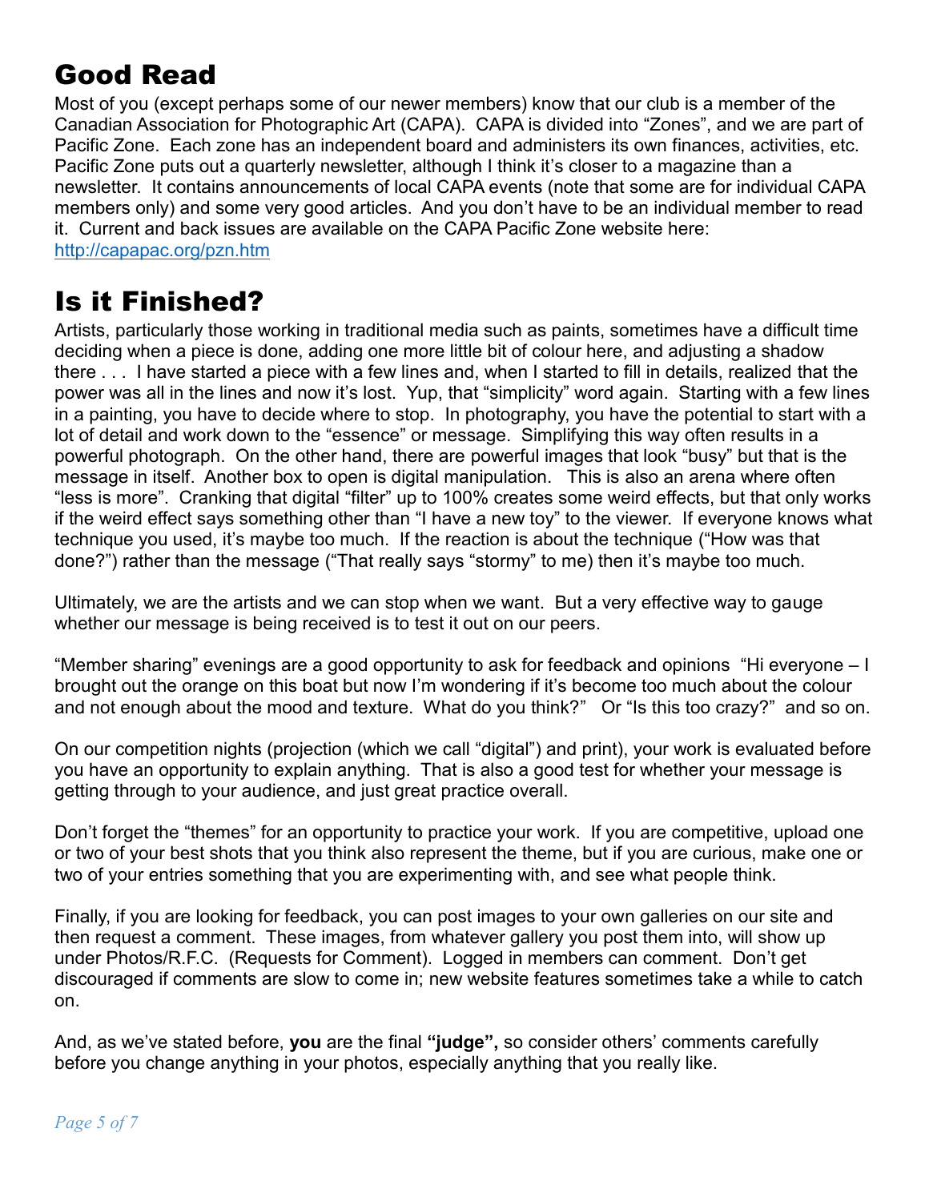# Good Read

Most of you (except perhaps some of our newer members) know that our club is a member of the Canadian Association for Photographic Art (CAPA). CAPA is divided into "Zones", and we are part of Pacific Zone. Each zone has an independent board and administers its own finances, activities, etc. Pacific Zone puts out a quarterly newsletter, although I think it's closer to a magazine than a newsletter. It contains announcements of local CAPA events (note that some are for individual CAPA members only) and some very good articles. And you don't have to be an individual member to read it. Current and back issues are available on the CAPA Pacific Zone website here: [http://capapac.org/pzn.htm](http://capapac.org/pzn.htm)

# Is it Finished?

Artists, particularly those working in traditional media such as paints, sometimes have a difficult time deciding when a piece is done, adding one more little bit of colour here, and adjusting a shadow there . . . I have started a piece with a few lines and, when I started to fill in details, realized that the power was all in the lines and now it's lost. Yup, that "simplicity" word again. Starting with a few lines in a painting, you have to decide where to stop. In photography, you have the potential to start with a lot of detail and work down to the "essence" or message. Simplifying this way often results in a powerful photograph. On the other hand, there are powerful images that look "busy" but that is the message in itself. Another box to open is digital manipulation. This is also an arena where often "less is more". Cranking that digital "filter" up to 100% creates some weird effects, but that only works if the weird effect says something other than "I have a new toy" to the viewer. If everyone knows what technique you used, it's maybe too much. If the reaction is about the technique ("How was that done?") rather than the message ("That really says "stormy" to me) then it's maybe too much.

Ultimately, we are the artists and we can stop when we want. But a very effective way to gauge whether our message is being received is to test it out on our peers.

"Member sharing" evenings are a good opportunity to ask for feedback and opinions "Hi everyone – I brought out the orange on this boat but now I'm wondering if it's become too much about the colour and not enough about the mood and texture. What do you think?" Or "Is this too crazy?" and so on.

On our competition nights (projection (which we call "digital") and print), your work is evaluated before you have an opportunity to explain anything. That is also a good test for whether your message is getting through to your audience, and just great practice overall.

Don't forget the "themes" for an opportunity to practice your work. If you are competitive, upload one or two of your best shots that you think also represent the theme, but if you are curious, make one or two of your entries something that you are experimenting with, and see what people think.

Finally, if you are looking for feedback, you can post images to your own galleries on our site and then request a comment. These images, from whatever gallery you post them into, will show up under Photos/R.F.C. (Requests for Comment). Logged in members can comment. Don't get discouraged if comments are slow to come in; new website features sometimes take a while to catch on.

And, as we've stated before, **you** are the final **"judge",** so consider others' comments carefully before you change anything in your photos, especially anything that you really like.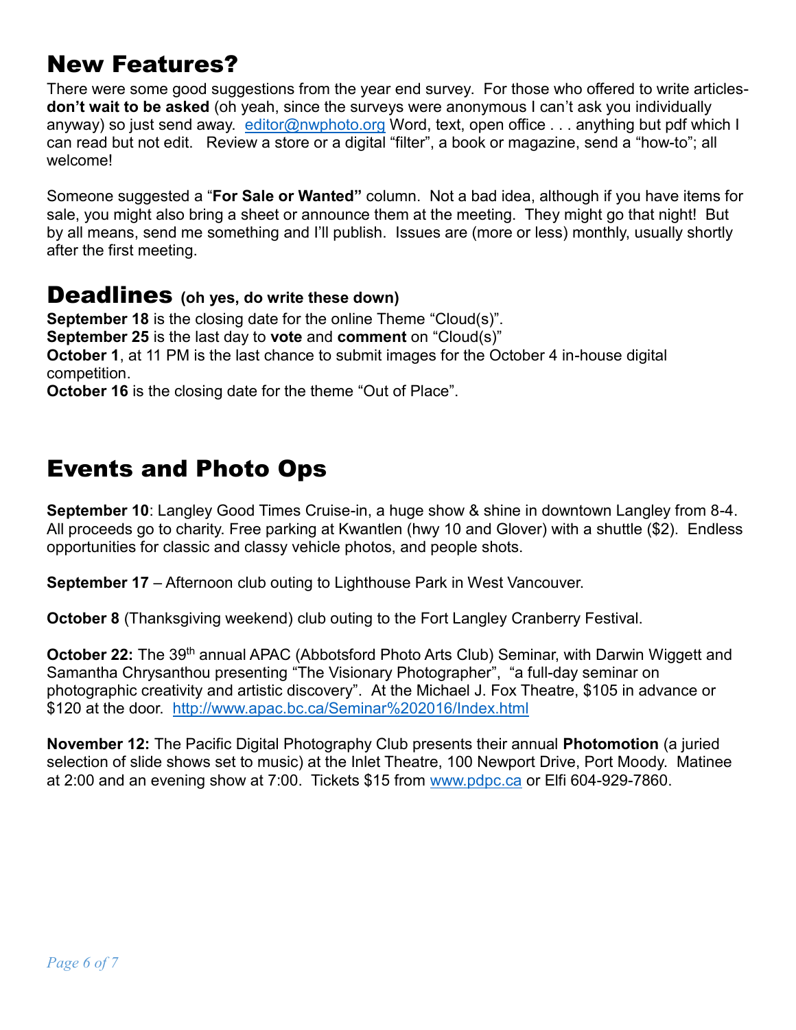# New Features?

There were some good suggestions from the year end survey. For those who offered to write articles- **don't wait to be asked** (oh yeah, since the surveys were anonymous I can't ask you individually anyway) so just send away. editor@nwphoto.org Word, text, open office . . . anything but pdf which I can read but not edit. Review a store or a digital "filter", a book or magazine, send a "how-to"; all welcome!

Someone suggested a "**For Sale or Wanted"** column. Not a bad idea, although if you have items for sale, you might also bring a sheet or announce them at the meeting. They might go that night! But by all means, send me something and I'll publish. Issues are (more or less) monthly, usually shortly after the first meeting.

# Deadlines **(oh yes, do write these down)**

**September 18** is the closing date for the online Theme "Cloud(s)".
**September 25** is the last day to **vote** and **comment** on "Cloud(s)"
**October 1**, at 11 PM is the last chance to submit images for the October 4 in-house digital competition.
**October 16** is the closing date for the theme "Out of Place".

# Events and Photo Ops

**September 10**: Langley Good Times Cruise-in, a huge show & shine in downtown Langley from 8-4. All proceeds go to charity. Free parking at Kwantlen (hwy 10 and Glover) with a shuttle ($2). Endless opportunities for classic and classy vehicle photos, and people shots.

**September 17** – Afternoon club outing to Lighthouse Park in West Vancouver.

**October 8** (Thanksgiving weekend) club outing to the Fort Langley Cranberry Festival.

**October 22:** The 39th annual APAC (Abbotsford Photo Arts Club) Seminar, with Darwin Wiggett and Samantha Chrysanthou presenting "The Visionary Photographer", "a full-day seminar on photographic creativity and artistic discovery". At the Michael J. Fox Theatre, $105 in advance or $120 at the door. http://www.apac.bc.ca/Seminar%202016/Index.html

**November 12:** The Pacific Digital Photography Club presents their annual **Photomotion** (a juried selection of slide shows set to music) at the Inlet Theatre, 100 Newport Drive, Port Moody. Matinee at 2:00 and an evening show at 7:00. Tickets $15 from www.pdpc.ca or Elfi 604-929-7860.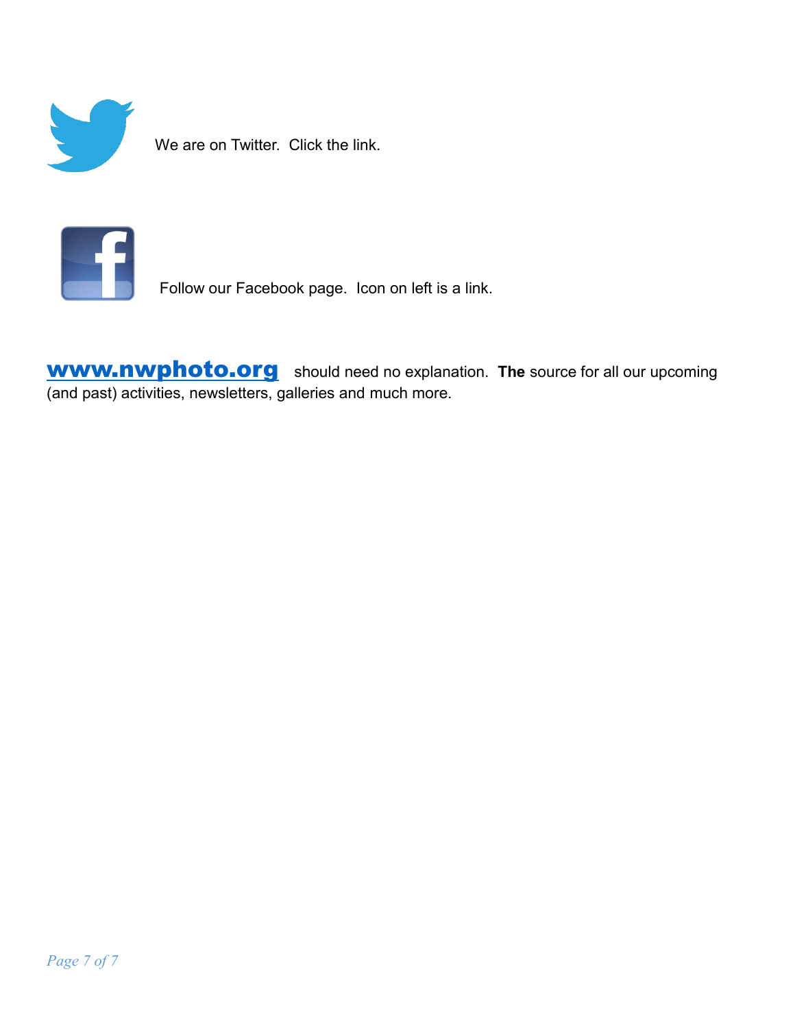We are on Twitter.  Click the link.

Follow our Facebook page.  Icon on left is a link.

**[www.nwphoto.org](http://www.nwphoto.org)**  should need no explanation.  **The** source for all our upcoming (and past) activities, newsletters, galleries and much more.